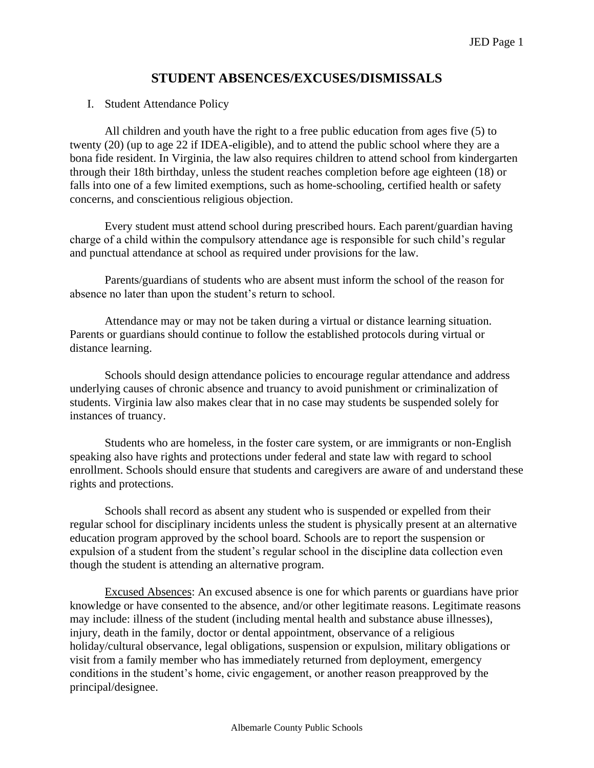# STUDENT ABSENCES/EXCUSES/DISMISSALS

I. Student Attendance Policy

All children and youth have the right to a free public education from ages five (5) to twenty (20) (up to age 22 if IDEA-eligible), and to attend the public school where they are a bona fide resident. In Virginia, the law also requires children to attend school from kindergarten through their 18th birthday, unless the student reaches completion before age eighteen (18) or falls into one of a few limited exemptions, such as home-schooling, certified health or safety concerns, and conscientious religious objection.

Every student must attend school during prescribed hours. Each parent/guardian having charge of a child within the compulsory attendance age is responsible for such child's regular and punctual attendance at school as required under provisions for the law.

Parents/guardians of students who are absent must inform the school of the reason for absence no later than upon the student's return to school.

Attendance may or may not be taken during a virtual or distance learning situation. Parents or guardians should continue to follow the established protocols during virtual or distance learning.

Schools should design attendance policies to encourage regular attendance and address underlying causes of chronic absence and truancy to avoid punishment or criminalization of students. Virginia law also makes clear that in no case may students be suspended solely for instances of truancy.

Students who are homeless, in the foster care system, or are immigrants or non-English speaking also have rights and protections under federal and state law with regard to school enrollment. Schools should ensure that students and caregivers are aware of and understand these rights and protections.

Schools shall record as absent any student who is suspended or expelled from their regular school for disciplinary incidents unless the student is physically present at an alternative education program approved by the school board. Schools are to report the suspension or expulsion of a student from the student's regular school in the discipline data collection even though the student is attending an alternative program.

Excused Absences: An excused absence is one for which parents or guardians have prior knowledge or have consented to the absence, and/or other legitimate reasons. Legitimate reasons may include: illness of the student (including mental health and substance abuse illnesses), injury, death in the family, doctor or dental appointment, observance of a religious holiday/cultural observance, legal obligations, suspension or expulsion, military obligations or visit from a family member who has immediately returned from deployment, emergency conditions in the student's home, civic engagement, or another reason preapproved by the principal/designee.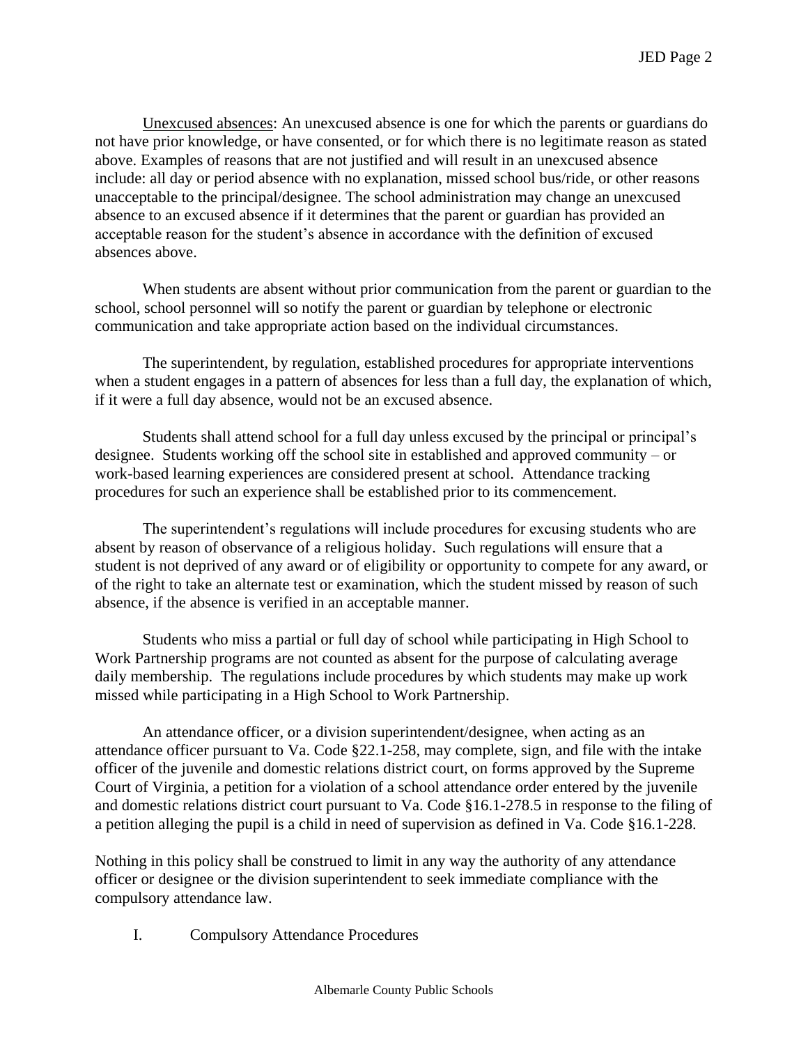Unexcused absences: An unexcused absence is one for which the parents or guardians do not have prior knowledge, or have consented, or for which there is no legitimate reason as stated above. Examples of reasons that are not justified and will result in an unexcused absence include: all day or period absence with no explanation, missed school bus/ride, or other reasons unacceptable to the principal/designee. The school administration may change an unexcused absence to an excused absence if it determines that the parent or guardian has provided an acceptable reason for the student's absence in accordance with the definition of excused absences above.

When students are absent without prior communication from the parent or guardian to the school, school personnel will so notify the parent or guardian by telephone or electronic communication and take appropriate action based on the individual circumstances.

The superintendent, by regulation, established procedures for appropriate interventions when a student engages in a pattern of absences for less than a full day, the explanation of which, if it were a full day absence, would not be an excused absence.

Students shall attend school for a full day unless excused by the principal or principal's designee. Students working off the school site in established and approved community – or work-based learning experiences are considered present at school. Attendance tracking procedures for such an experience shall be established prior to its commencement.

The superintendent's regulations will include procedures for excusing students who are absent by reason of observance of a religious holiday. Such regulations will ensure that a student is not deprived of any award or of eligibility or opportunity to compete for any award, or of the right to take an alternate test or examination, which the student missed by reason of such absence, if the absence is verified in an acceptable manner.

Students who miss a partial or full day of school while participating in High School to Work Partnership programs are not counted as absent for the purpose of calculating average daily membership. The regulations include procedures by which students may make up work missed while participating in a High School to Work Partnership.

An attendance officer, or a division superintendent/designee, when acting as an attendance officer pursuant to Va. Code §22.1-258, may complete, sign, and file with the intake officer of the juvenile and domestic relations district court, on forms approved by the Supreme Court of Virginia, a petition for a violation of a school attendance order entered by the juvenile and domestic relations district court pursuant to Va. Code §16.1-278.5 in response to the filing of a petition alleging the pupil is a child in need of supervision as defined in Va. Code §16.1-228.

Nothing in this policy shall be construed to limit in any way the authority of any attendance officer or designee or the division superintendent to seek immediate compliance with the compulsory attendance law.

I. Compulsory Attendance Procedures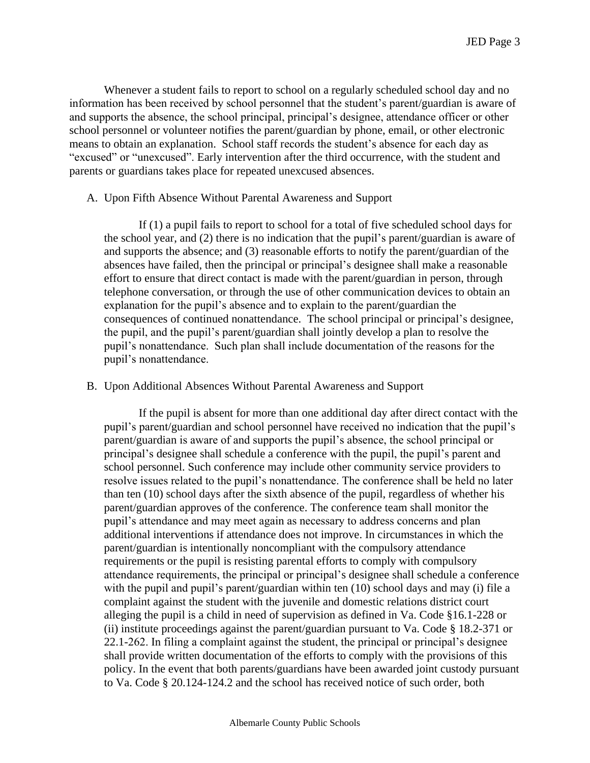Whenever a student fails to report to school on a regularly scheduled school day and no information has been received by school personnel that the student's parent/guardian is aware of and supports the absence, the school principal, principal's designee, attendance officer or other school personnel or volunteer notifies the parent/guardian by phone, email, or other electronic means to obtain an explanation. School staff records the student's absence for each day as "excused" or "unexcused". Early intervention after the third occurrence, with the student and parents or guardians takes place for repeated unexcused absences.

A. Upon Fifth Absence Without Parental Awareness and Support

If (1) a pupil fails to report to school for a total of five scheduled school days for the school year, and (2) there is no indication that the pupil's parent/guardian is aware of and supports the absence; and (3) reasonable efforts to notify the parent/guardian of the absences have failed, then the principal or principal's designee shall make a reasonable effort to ensure that direct contact is made with the parent/guardian in person, through telephone conversation, or through the use of other communication devices to obtain an explanation for the pupil's absence and to explain to the parent/guardian the consequences of continued nonattendance. The school principal or principal's designee, the pupil, and the pupil's parent/guardian shall jointly develop a plan to resolve the pupil's nonattendance. Such plan shall include documentation of the reasons for the pupil's nonattendance.

B. Upon Additional Absences Without Parental Awareness and Support

If the pupil is absent for more than one additional day after direct contact with the pupil's parent/guardian and school personnel have received no indication that the pupil's parent/guardian is aware of and supports the pupil's absence, the school principal or principal's designee shall schedule a conference with the pupil, the pupil's parent and school personnel. Such conference may include other community service providers to resolve issues related to the pupil's nonattendance. The conference shall be held no later than ten (10) school days after the sixth absence of the pupil, regardless of whether his parent/guardian approves of the conference. The conference team shall monitor the pupil's attendance and may meet again as necessary to address concerns and plan additional interventions if attendance does not improve. In circumstances in which the parent/guardian is intentionally noncompliant with the compulsory attendance requirements or the pupil is resisting parental efforts to comply with compulsory attendance requirements, the principal or principal's designee shall schedule a conference with the pupil and pupil's parent/guardian within ten (10) school days and may (i) file a complaint against the student with the juvenile and domestic relations district court alleging the pupil is a child in need of supervision as defined in Va. Code §16.1-228 or (ii) institute proceedings against the parent/guardian pursuant to Va. Code § 18.2-371 or 22.1-262. In filing a complaint against the student, the principal or principal's designee shall provide written documentation of the efforts to comply with the provisions of this policy. In the event that both parents/guardians have been awarded joint custody pursuant to Va. Code § 20.124-124.2 and the school has received notice of such order, both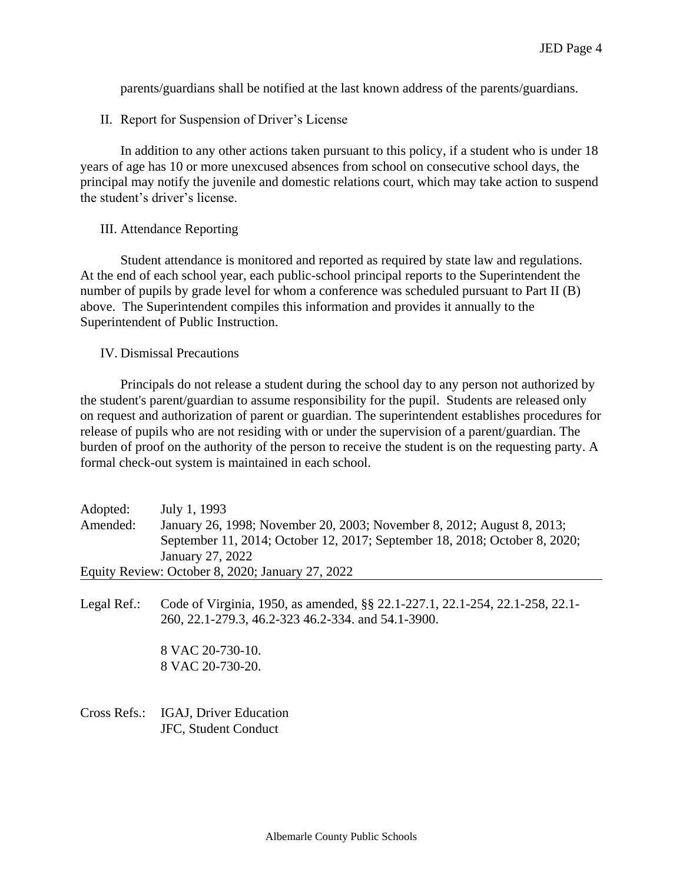parents/guardians shall be notified at the last known address of the parents/guardians.

## II. Report for Suspension of Driver's License

In addition to any other actions taken pursuant to this policy, if a student who is under 18 years of age has 10 or more unexcused absences from school on consecutive school days, the principal may notify the juvenile and domestic relations court, which may take action to suspend the student's driver's license.

## III. Attendance Reporting

Student attendance is monitored and reported as required by state law and regulations. At the end of each school year, each public-school principal reports to the Superintendent the number of pupils by grade level for whom a conference was scheduled pursuant to Part II (B) above. The Superintendent compiles this information and provides it annually to the Superintendent of Public Instruction.

## IV. Dismissal Precautions

Principals do not release a student during the school day to any person not authorized by the student's parent/guardian to assume responsibility for the pupil. Students are released only on request and authorization of parent or guardian. The superintendent establishes procedures for release of pupils who are not residing with or under the supervision of a parent/guardian. The burden of proof on the authority of the person to receive the student is on the requesting party. A formal check-out system is maintained in each school.

Adopted: July 1, 1993
Amended: January 26, 1998; November 20, 2003; November 8, 2012; August 8, 2013; September 11, 2014; October 12, 2017; September 18, 2018; October 8, 2020; January 27, 2022
Equity Review: October 8, 2020; January 27, 2022

---

Legal Ref.: Code of Virginia, 1950, as amended, §§ 22.1-227.1, 22.1-254, 22.1-258, 22.1-260, 22.1-279.3, 46.2-323 46.2-334. and 54.1-3900.

8 VAC 20-730-10.
8 VAC 20-730-20.

Cross Refs.: IGAJ, Driver Education
JFC, Student Conduct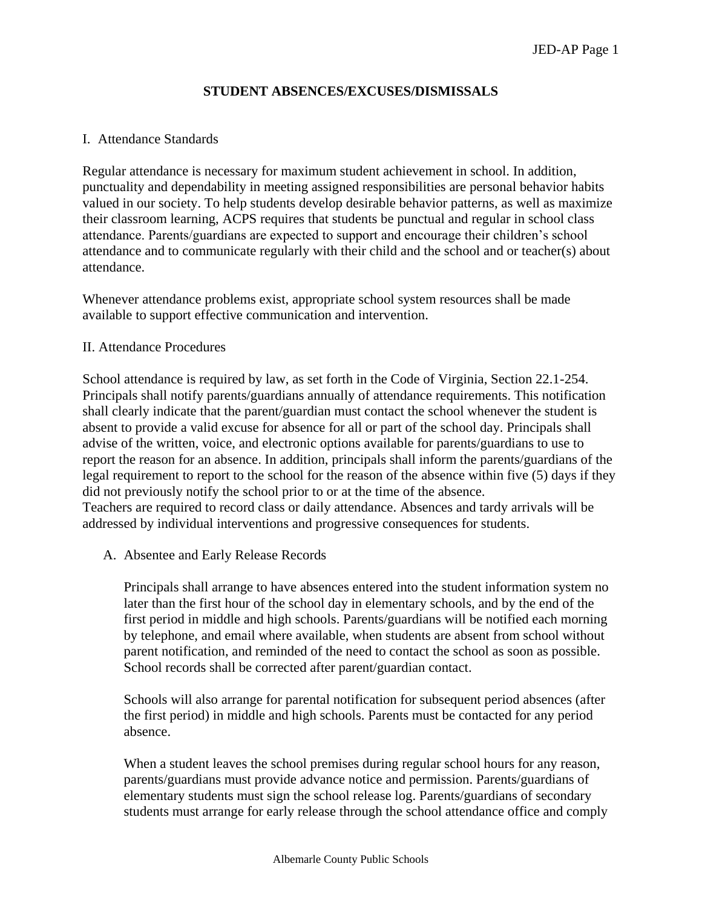## STUDENT ABSENCES/EXCUSES/DISMISSALS

### I. Attendance Standards

Regular attendance is necessary for maximum student achievement in school. In addition, punctuality and dependability in meeting assigned responsibilities are personal behavior habits valued in our society. To help students develop desirable behavior patterns, as well as maximize their classroom learning, ACPS requires that students be punctual and regular in school class attendance. Parents/guardians are expected to support and encourage their children's school attendance and to communicate regularly with their child and the school and or teacher(s) about attendance.

Whenever attendance problems exist, appropriate school system resources shall be made available to support effective communication and intervention.

### II. Attendance Procedures

School attendance is required by law, as set forth in the Code of Virginia, Section 22.1-254. Principals shall notify parents/guardians annually of attendance requirements. This notification shall clearly indicate that the parent/guardian must contact the school whenever the student is absent to provide a valid excuse for absence for all or part of the school day. Principals shall advise of the written, voice, and electronic options available for parents/guardians to use to report the reason for an absence. In addition, principals shall inform the parents/guardians of the legal requirement to report to the school for the reason of the absence within five (5) days if they did not previously notify the school prior to or at the time of the absence.
Teachers are required to record class or daily attendance. Absences and tardy arrivals will be addressed by individual interventions and progressive consequences for students.

A. Absentee and Early Release Records

Principals shall arrange to have absences entered into the student information system no later than the first hour of the school day in elementary schools, and by the end of the first period in middle and high schools. Parents/guardians will be notified each morning by telephone, and email where available, when students are absent from school without parent notification, and reminded of the need to contact the school as soon as possible. School records shall be corrected after parent/guardian contact.

Schools will also arrange for parental notification for subsequent period absences (after the first period) in middle and high schools. Parents must be contacted for any period absence.

When a student leaves the school premises during regular school hours for any reason, parents/guardians must provide advance notice and permission. Parents/guardians of elementary students must sign the school release log. Parents/guardians of secondary students must arrange for early release through the school attendance office and comply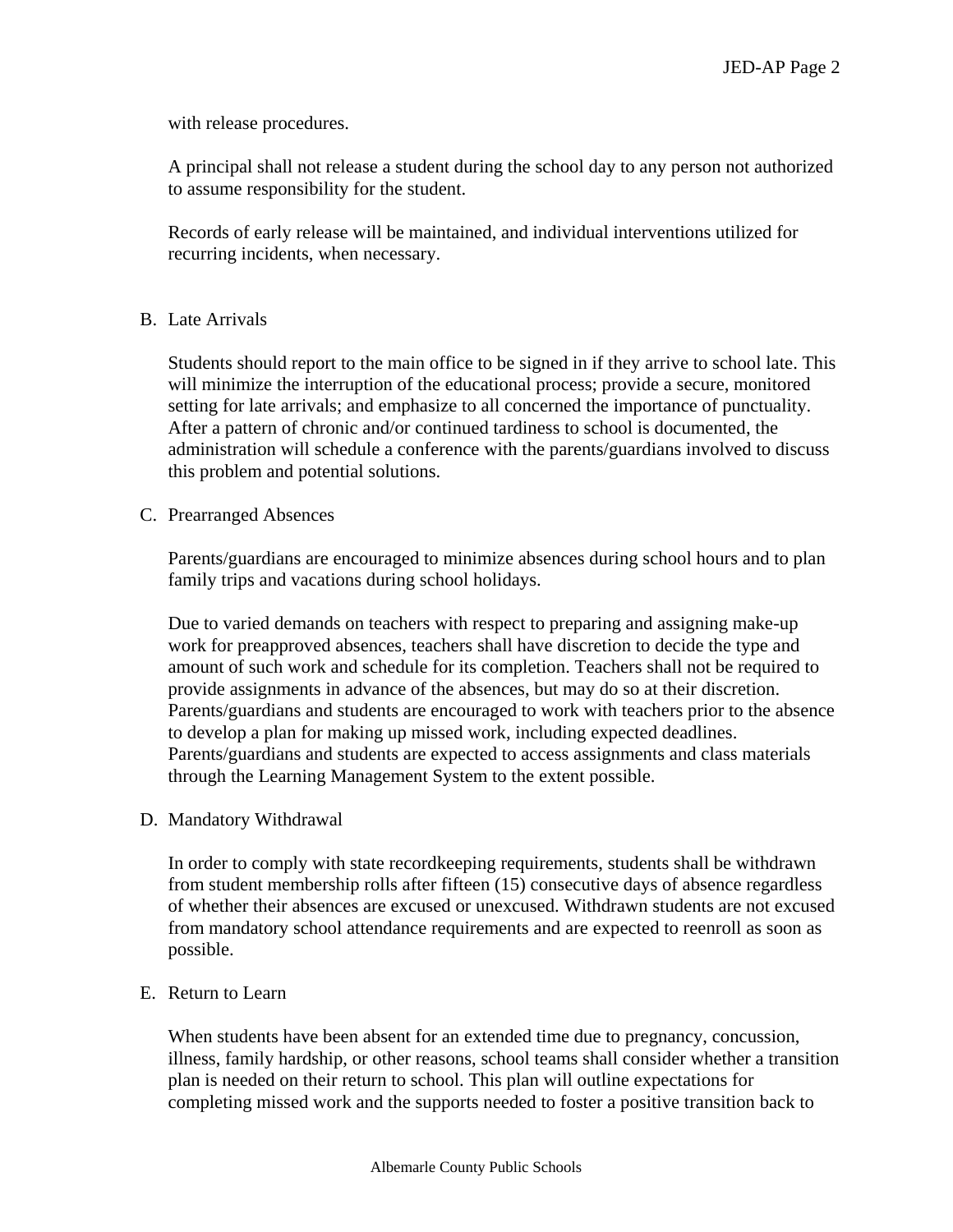with release procedures.

A principal shall not release a student during the school day to any person not authorized to assume responsibility for the student.

Records of early release will be maintained, and individual interventions utilized for recurring incidents, when necessary.

B. Late Arrivals

Students should report to the main office to be signed in if they arrive to school late. This will minimize the interruption of the educational process; provide a secure, monitored setting for late arrivals; and emphasize to all concerned the importance of punctuality. After a pattern of chronic and/or continued tardiness to school is documented, the administration will schedule a conference with the parents/guardians involved to discuss this problem and potential solutions.

C. Prearranged Absences

Parents/guardians are encouraged to minimize absences during school hours and to plan family trips and vacations during school holidays.

Due to varied demands on teachers with respect to preparing and assigning make-up work for preapproved absences, teachers shall have discretion to decide the type and amount of such work and schedule for its completion. Teachers shall not be required to provide assignments in advance of the absences, but may do so at their discretion. Parents/guardians and students are encouraged to work with teachers prior to the absence to develop a plan for making up missed work, including expected deadlines. Parents/guardians and students are expected to access assignments and class materials through the Learning Management System to the extent possible.

D. Mandatory Withdrawal

In order to comply with state recordkeeping requirements, students shall be withdrawn from student membership rolls after fifteen (15) consecutive days of absence regardless of whether their absences are excused or unexcused. Withdrawn students are not excused from mandatory school attendance requirements and are expected to reenroll as soon as possible.

E. Return to Learn

When students have been absent for an extended time due to pregnancy, concussion, illness, family hardship, or other reasons, school teams shall consider whether a transition plan is needed on their return to school. This plan will outline expectations for completing missed work and the supports needed to foster a positive transition back to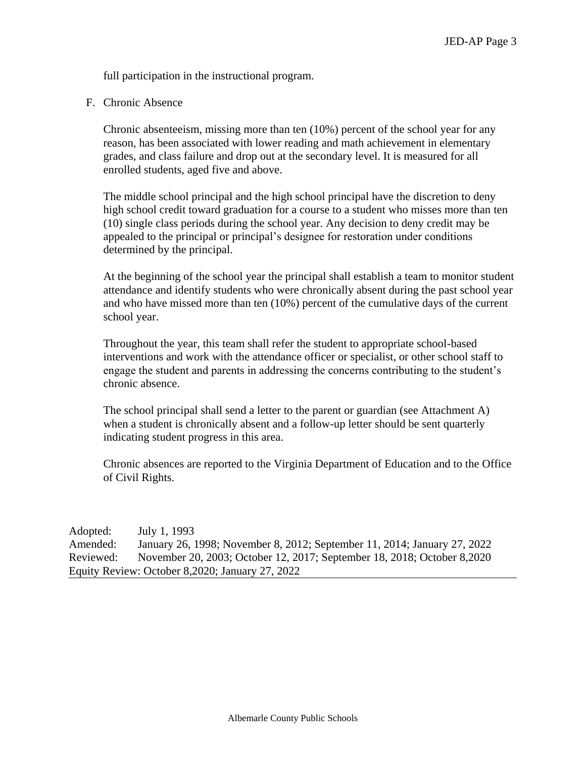full participation in the instructional program.

F. Chronic Absence

Chronic absenteeism, missing more than ten (10%) percent of the school year for any reason, has been associated with lower reading and math achievement in elementary grades, and class failure and drop out at the secondary level. It is measured for all enrolled students, aged five and above.

The middle school principal and the high school principal have the discretion to deny high school credit toward graduation for a course to a student who misses more than ten (10) single class periods during the school year. Any decision to deny credit may be appealed to the principal or principal's designee for restoration under conditions determined by the principal.

At the beginning of the school year the principal shall establish a team to monitor student attendance and identify students who were chronically absent during the past school year and who have missed more than ten (10%) percent of the cumulative days of the current school year.

Throughout the year, this team shall refer the student to appropriate school-based interventions and work with the attendance officer or specialist, or other school staff to engage the student and parents in addressing the concerns contributing to the student's chronic absence.

The school principal shall send a letter to the parent or guardian (see Attachment A) when a student is chronically absent and a follow-up letter should be sent quarterly indicating student progress in this area.

Chronic absences are reported to the Virginia Department of Education and to the Office of Civil Rights.

Adopted: July 1, 1993
Amended: January 26, 1998; November 8, 2012; September 11, 2014; January 27, 2022
Reviewed: November 20, 2003; October 12, 2017; September 18, 2018; October 8,2020
Equity Review: October 8,2020; January 27, 2022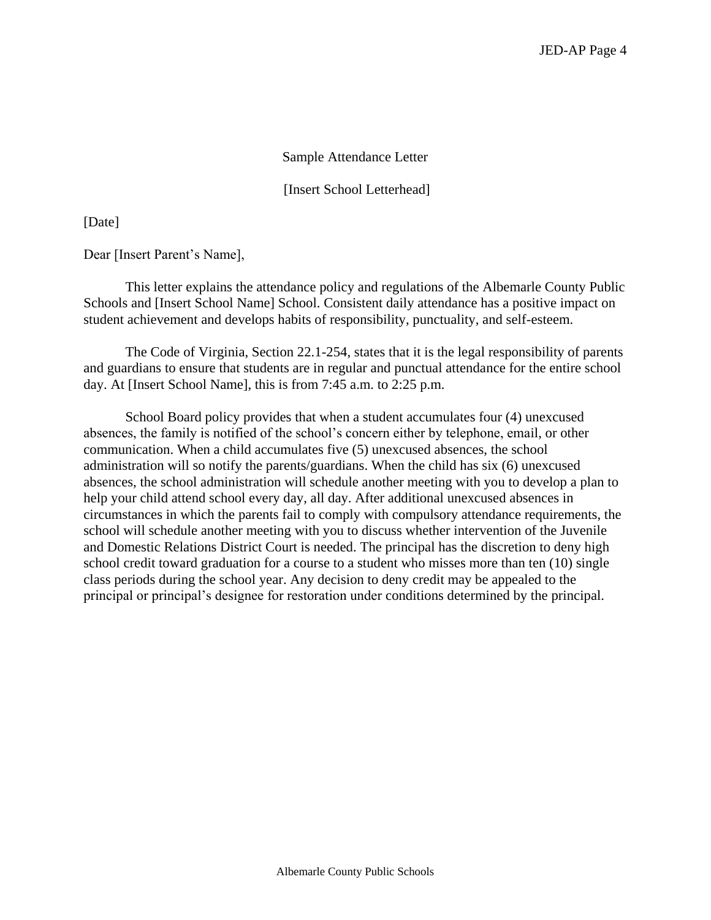## Sample Attendance Letter

[Insert School Letterhead]

[Date]

Dear [Insert Parent's Name],

This letter explains the attendance policy and regulations of the Albemarle County Public Schools and [Insert School Name] School. Consistent daily attendance has a positive impact on student achievement and develops habits of responsibility, punctuality, and self-esteem.

The Code of Virginia, Section 22.1-254, states that it is the legal responsibility of parents and guardians to ensure that students are in regular and punctual attendance for the entire school day. At [Insert School Name], this is from 7:45 a.m. to 2:25 p.m.

School Board policy provides that when a student accumulates four (4) unexcused absences, the family is notified of the school's concern either by telephone, email, or other communication. When a child accumulates five (5) unexcused absences, the school administration will so notify the parents/guardians. When the child has six (6) unexcused absences, the school administration will schedule another meeting with you to develop a plan to help your child attend school every day, all day. After additional unexcused absences in circumstances in which the parents fail to comply with compulsory attendance requirements, the school will schedule another meeting with you to discuss whether intervention of the Juvenile and Domestic Relations District Court is needed. The principal has the discretion to deny high school credit toward graduation for a course to a student who misses more than ten (10) single class periods during the school year. Any decision to deny credit may be appealed to the principal or principal's designee for restoration under conditions determined by the principal.